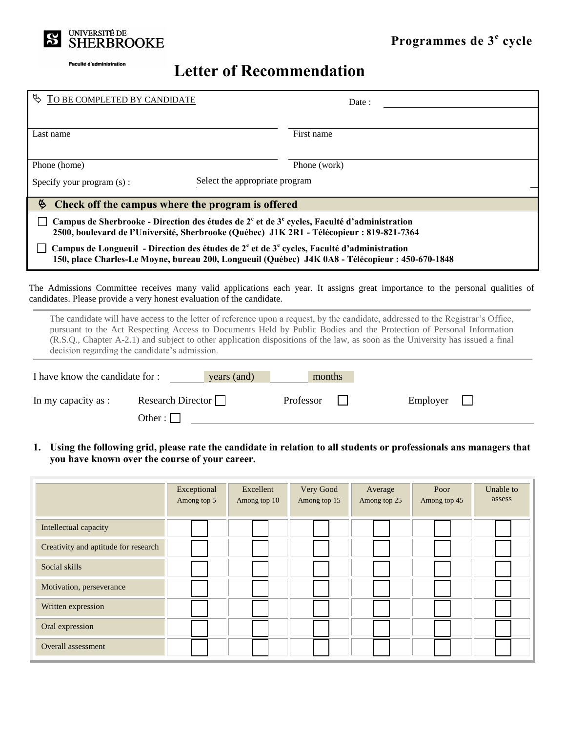UNIVERSITÉ DE SHERBROOKE

Faculté d'administration

**Programmes de 3e cycle**

# Letter of Recommendation

TO BE COMPLETED BY CANDIDATE

Date : ______________________

Last name ______________________ First name ______________________

Phone (home) ______________________ Phone (work) ______________________

Specify your program (s) : Select the appropriate program

**Check off the campus where the program is offered**

☐ **Campus de Sherbrooke - Direction des études de 2e et de 3e cycles, Faculté d'administration**
**2500, boulevard de l'Université, Sherbrooke (Québec) J1K 2R1 - Télécopieur : 819-821-7364**

☐ **Campus de Longueuil - Direction des études de 2e et de 3e cycles, Faculté d'administration**
**150, place Charles-Le Moyne, bureau 200, Longueuil (Québec) J4K 0A8 - Télécopieur : 450-670-1848**

The Admissions Committee receives many valid applications each year. It assigns great importance to the personal qualities of candidates. Please provide a very honest evaluation of the candidate.

The candidate will have access to the letter of reference upon a request, by the candidate, addressed to the Registrar's Office, pursuant to the Act Respecting Access to Documents Held by Public Bodies and the Protection of Personal Information (R.S.Q., Chapter A-2.1) and subject to other application dispositions of the law, as soon as the University has issued a final decision regarding the candidate's admission.

I have know the candidate for : ______ years (and) ______ months

In my capacity as : Research Director ☐ Professor ☐ Employer ☐

Other : ☐ ______________________

1. **Using the following grid, please rate the candidate in relation to all students or professionals ans managers that you have known over the course of your career.**

| | Exceptional Among top 5 | Excellent Among top 10 | Very Good Among top 15 | Average Among top 25 | Poor Among top 45 | Unable to assess |
|---|---|---|---|---|---|---|
| Intellectual capacity | ☐ | ☐ | ☐ | ☐ | ☐ | ☐ |
| Creativity and aptitude for research | ☐ | ☐ | ☐ | ☐ | ☐ | ☐ |
| Social skills | ☐ | ☐ | ☐ | ☐ | ☐ | ☐ |
| Motivation, perseverance | ☐ | ☐ | ☐ | ☐ | ☐ | ☐ |
| Written expression | ☐ | ☐ | ☐ | ☐ | ☐ | ☐ |
| Oral expression | ☐ | ☐ | ☐ | ☐ | ☐ | ☐ |
| Overall assessment | ☐ | ☐ | ☐ | ☐ | ☐ | ☐ |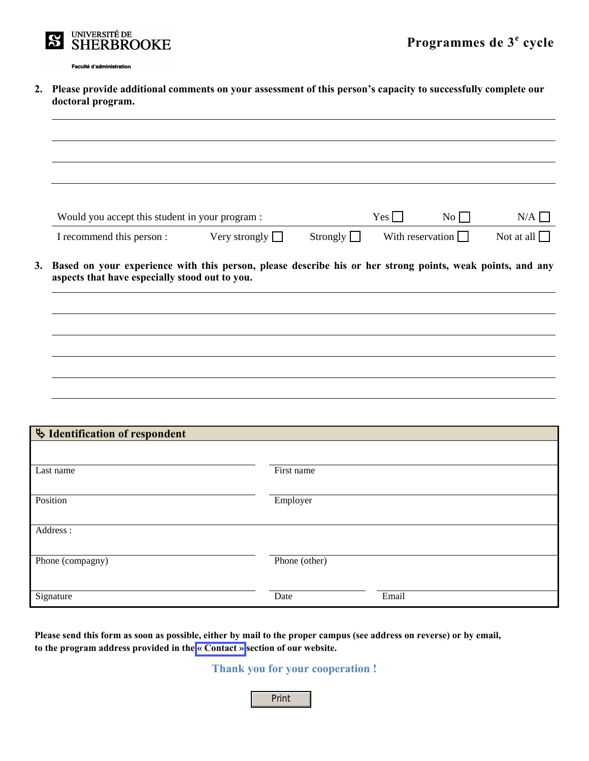**2. Please provide additional comments on your assessment of this person's capacity to successfully complete our doctoral program.**

| | | | | |
|---|---|---|---|---|
| Would you accept this student in your program : | | Yes ☐ | No ☐ | N/A ☐ |
| I recommend this person : | Very strongly ☐ | Strongly ☐ | With reservation ☐ | Not at all ☐ |

**3. Based on your experience with this person, please describe his or her strong points, weak points, and any aspects that have especially stood out to you.**

## Identification of respondent

| | | |
|---|---|---|
| Last name | First name | |
| Position | Employer | |
| Address : | | |
| Phone (compagny) | Phone (other) | |
| Signature | Date | Email |

**Please send this form as soon as possible, either by mail to the proper campus (see address on reverse) or by email, to the program address provided in the « Contact » section of our website.**

**Thank you for your cooperation !**

Print